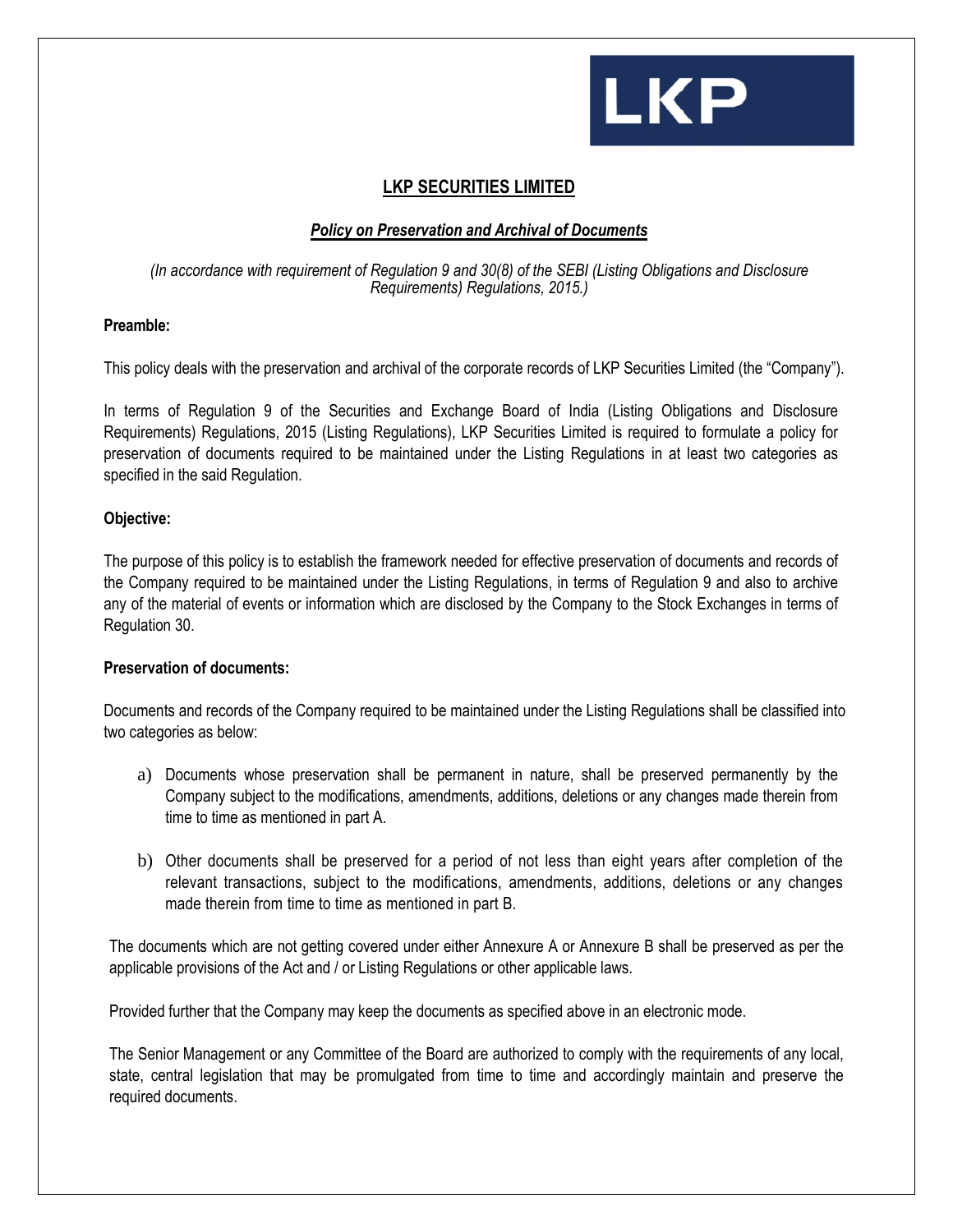LKP

# LKP SECURITIES LIMITED

## *Policy on Preservation and Archival of Documents*

*(In accordance with requirement of Regulation 9 and 30(8) of the SEBI (Listing Obligations and Disclosure Requirements) Regulations, 2015.)*

**Preamble:**

This policy deals with the preservation and archival of the corporate records of LKP Securities Limited (the "Company").

In terms of Regulation 9 of the Securities and Exchange Board of India (Listing Obligations and Disclosure Requirements) Regulations, 2015 (Listing Regulations), LKP Securities Limited is required to formulate a policy for preservation of documents required to be maintained under the Listing Regulations in at least two categories as specified in the said Regulation.

**Objective:**

The purpose of this policy is to establish the framework needed for effective preservation of documents and records of the Company required to be maintained under the Listing Regulations, in terms of Regulation 9 and also to archive any of the material of events or information which are disclosed by the Company to the Stock Exchanges in terms of Regulation 30.

**Preservation of documents:**

Documents and records of the Company required to be maintained under the Listing Regulations shall be classified into two categories as below:

a) Documents whose preservation shall be permanent in nature, shall be preserved permanently by the Company subject to the modifications, amendments, additions, deletions or any changes made therein from time to time as mentioned in part A.

b) Other documents shall be preserved for a period of not less than eight years after completion of the relevant transactions, subject to the modifications, amendments, additions, deletions or any changes made therein from time to time as mentioned in part B.

The documents which are not getting covered under either Annexure A or Annexure B shall be preserved as per the applicable provisions of the Act and / or Listing Regulations or other applicable laws.

Provided further that the Company may keep the documents as specified above in an electronic mode.

The Senior Management or any Committee of the Board are authorized to comply with the requirements of any local, state, central legislation that may be promulgated from time to time and accordingly maintain and preserve the required documents.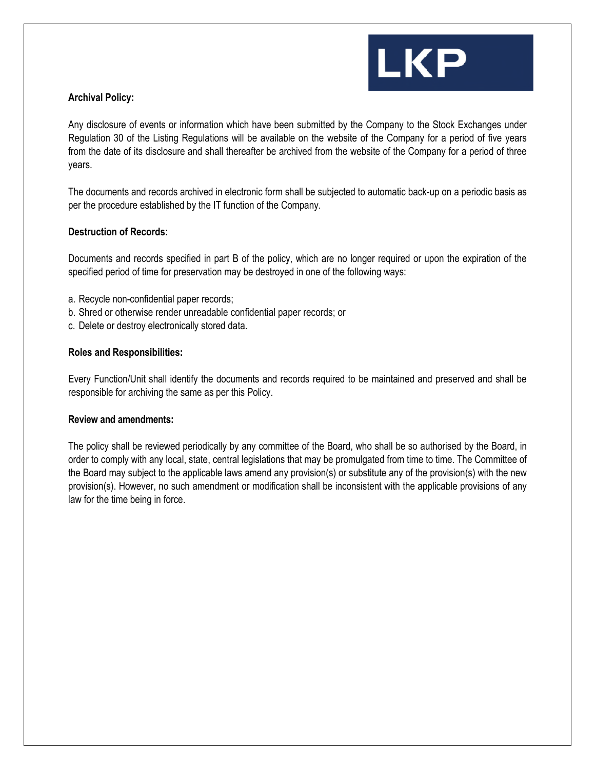**Archival Policy:**

Any disclosure of events or information which have been submitted by the Company to the Stock Exchanges under Regulation 30 of the Listing Regulations will be available on the website of the Company for a period of five years from the date of its disclosure and shall thereafter be archived from the website of the Company for a period of three years.

The documents and records archived in electronic form shall be subjected to automatic back-up on a periodic basis as per the procedure established by the IT function of the Company.

**Destruction of Records:**

Documents and records specified in part B of the policy, which are no longer required or upon the expiration of the specified period of time for preservation may be destroyed in one of the following ways:

a. Recycle non-confidential paper records;
b. Shred or otherwise render unreadable confidential paper records; or
c. Delete or destroy electronically stored data.

**Roles and Responsibilities:**

Every Function/Unit shall identify the documents and records required to be maintained and preserved and shall be responsible for archiving the same as per this Policy.

**Review and amendments:**

The policy shall be reviewed periodically by any committee of the Board, who shall be so authorised by the Board, in order to comply with any local, state, central legislations that may be promulgated from time to time. The Committee of the Board may subject to the applicable laws amend any provision(s) or substitute any of the provision(s) with the new provision(s). However, no such amendment or modification shall be inconsistent with the applicable provisions of any law for the time being in force.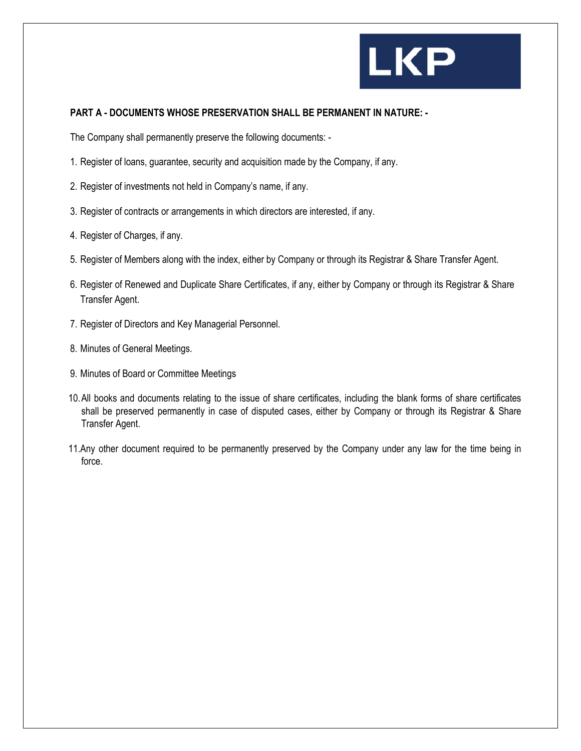**PART A - DOCUMENTS WHOSE PRESERVATION SHALL BE PERMANENT IN NATURE: -**

The Company shall permanently preserve the following documents: -

1. Register of loans, guarantee, security and acquisition made by the Company, if any.
2. Register of investments not held in Company's name, if any.
3. Register of contracts or arrangements in which directors are interested, if any.
4. Register of Charges, if any.
5. Register of Members along with the index, either by Company or through its Registrar & Share Transfer Agent.
6. Register of Renewed and Duplicate Share Certificates, if any, either by Company or through its Registrar & Share Transfer Agent.
7. Register of Directors and Key Managerial Personnel.
8. Minutes of General Meetings.
9. Minutes of Board or Committee Meetings
10. All books and documents relating to the issue of share certificates, including the blank forms of share certificates shall be preserved permanently in case of disputed cases, either by Company or through its Registrar & Share Transfer Agent.
11. Any other document required to be permanently preserved by the Company under any law for the time being in force.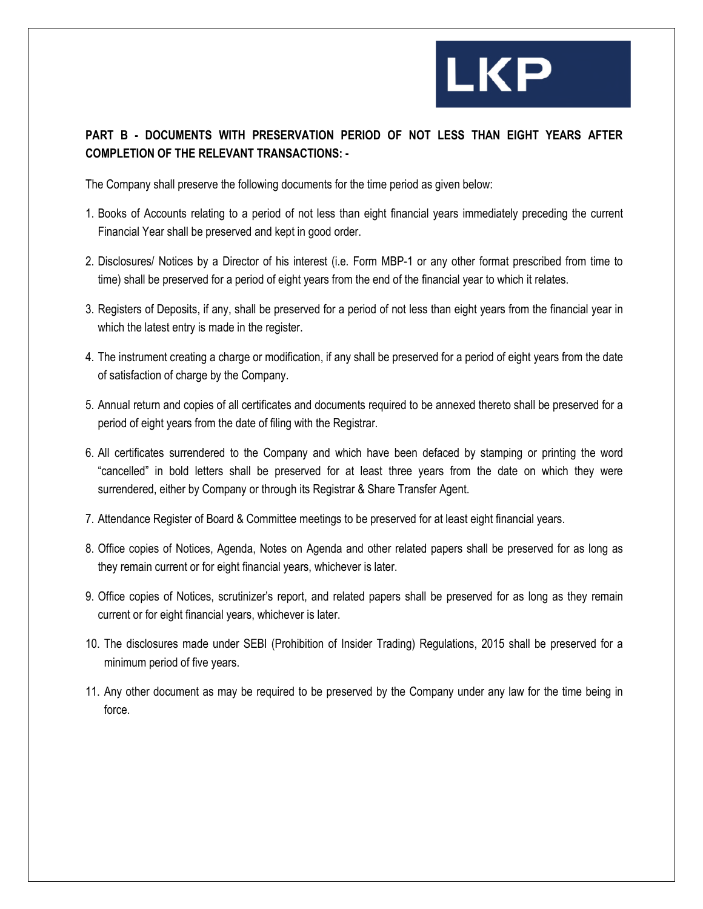**PART B - DOCUMENTS WITH PRESERVATION PERIOD OF NOT LESS THAN EIGHT YEARS AFTER COMPLETION OF THE RELEVANT TRANSACTIONS: -**

The Company shall preserve the following documents for the time period as given below:

1. Books of Accounts relating to a period of not less than eight financial years immediately preceding the current Financial Year shall be preserved and kept in good order.
2. Disclosures/ Notices by a Director of his interest (i.e. Form MBP-1 or any other format prescribed from time to time) shall be preserved for a period of eight years from the end of the financial year to which it relates.
3. Registers of Deposits, if any, shall be preserved for a period of not less than eight years from the financial year in which the latest entry is made in the register.
4. The instrument creating a charge or modification, if any shall be preserved for a period of eight years from the date of satisfaction of charge by the Company.
5. Annual return and copies of all certificates and documents required to be annexed thereto shall be preserved for a period of eight years from the date of filing with the Registrar.
6. All certificates surrendered to the Company and which have been defaced by stamping or printing the word "cancelled" in bold letters shall be preserved for at least three years from the date on which they were surrendered, either by Company or through its Registrar & Share Transfer Agent.
7. Attendance Register of Board & Committee meetings to be preserved for at least eight financial years.
8. Office copies of Notices, Agenda, Notes on Agenda and other related papers shall be preserved for as long as they remain current or for eight financial years, whichever is later.
9. Office copies of Notices, scrutinizer's report, and related papers shall be preserved for as long as they remain current or for eight financial years, whichever is later.
10. The disclosures made under SEBI (Prohibition of Insider Trading) Regulations, 2015 shall be preserved for a minimum period of five years.
11. Any other document as may be required to be preserved by the Company under any law for the time being in force.